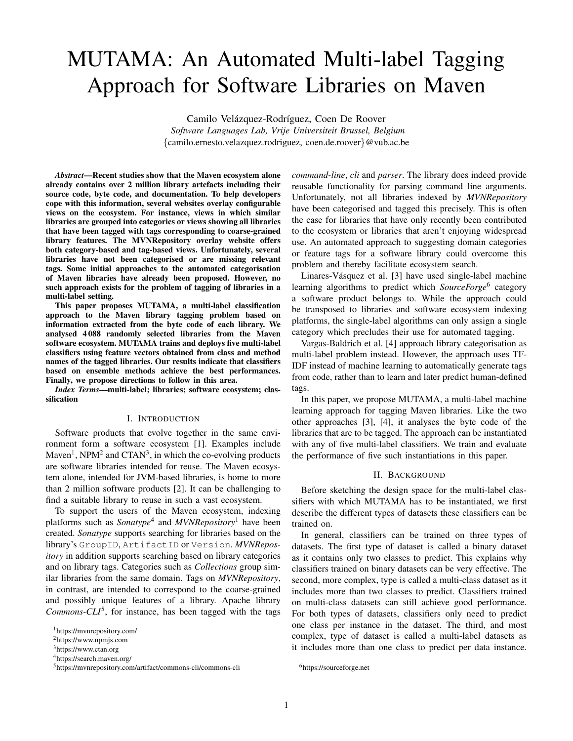# MUTAMA: An Automated Multi-label Tagging Approach for Software Libraries on Maven

Camilo Velázquez-Rodríguez, Coen De Roover

*Software Languages Lab, Vrije Universiteit Brussel, Belgium*

{camilo.ernesto.velazquez.rodriguez, coen.de.roover}@vub.ac.be

***Abstract*—Recent studies show that the Maven ecosystem alone already contains over 2 million library artefacts including their source code, byte code, and documentation. To help developers cope with this information, several websites overlay configurable views on the ecosystem. For instance, views in which similar libraries are grouped into categories or views showing all libraries that have been tagged with tags corresponding to coarse-grained library features. The MVNRepository overlay website offers both category-based and tag-based views. Unfortunately, several libraries have not been categorised or are missing relevant tags. Some initial approaches to the automated categorisation of Maven libraries have already been proposed. However, no such approach exists for the problem of tagging of libraries in a multi-label setting.**

**This paper proposes MUTAMA, a multi-label classification approach to the Maven library tagging problem based on information extracted from the byte code of each library. We analysed 4 088 randomly selected libraries from the Maven software ecosystem. MUTAMA trains and deploys five multi-label classifiers using feature vectors obtained from class and method names of the tagged libraries. Our results indicate that classifiers based on ensemble methods achieve the best performances. Finally, we propose directions to follow in this area.**

***Index Terms*—multi-label; libraries; software ecosystem; classification**

## I. Introduction

Software products that evolve together in the same environment form a software ecosystem [1]. Examples include Maven[1], NPM[2] and CTAN[3], in which the co-evolving products are software libraries intended for reuse. The Maven ecosystem alone, intended for JVM-based libraries, is home to more than 2 million software products [2]. It can be challenging to find a suitable library to reuse in such a vast ecosystem.

To support the users of the Maven ecosystem, indexing platforms such as *Sonatype*[4] and *MVNRepository*[1] have been created. *Sonatype* supports searching for libraries based on the library's `GroupID`, `ArtifactID` or `Version`. *MVNRepository* in addition supports searching based on library categories and on library tags. Categories such as *Collections* group similar libraries from the same domain. Tags on *MVNRepository*, in contrast, are intended to correspond to the coarse-grained and possibly unique features of a library. Apache library *Commons-CLI*[5], for instance, has been tagged with the tags *command-line*, *cli* and *parser*. The library does indeed provide reusable functionality for parsing command line arguments. Unfortunately, not all libraries indexed by *MVNRepository* have been categorised and tagged this precisely. This is often the case for libraries that have only recently been contributed to the ecosystem or libraries that aren't enjoying widespread use. An automated approach to suggesting domain categories or feature tags for a software library could overcome this problem and thereby facilitate ecosystem search.

Linares-Vásquez et al. [3] have used single-label machine learning algorithms to predict which *SourceForge*[6] category a software product belongs to. While the approach could be transposed to libraries and software ecosystem indexing platforms, the single-label algorithms can only assign a single category which precludes their use for automated tagging.

Vargas-Baldrich et al. [4] approach library categorisation as multi-label problem instead. However, the approach uses TF-IDF instead of machine learning to automatically generate tags from code, rather than to learn and later predict human-defined tags.

In this paper, we propose MUTAMA, a multi-label machine learning approach for tagging Maven libraries. Like the two other approaches [3], [4], it analyses the byte code of the libraries that are to be tagged. The approach can be instantiated with any of five multi-label classifiers. We train and evaluate the performance of five such instantiations in this paper.

## II. Background

Before sketching the design space for the multi-label classifiers with which MUTAMA has to be instantiated, we first describe the different types of datasets these classifiers can be trained on.

In general, classifiers can be trained on three types of datasets. The first type of dataset is called a binary dataset as it contains only two classes to predict. This explains why classifiers trained on binary datasets can be very effective. The second, more complex, type is called a multi-class dataset as it includes more than two classes to predict. Classifiers trained on multi-class datasets can still achieve good performance. For both types of datasets, classifiers only need to predict one class per instance in the dataset. The third, and most complex, type of dataset is called a multi-label datasets as it includes more than one class to predict per data instance.

[1] https://mvnrepository.com/

[2] https://www.npmjs.com

[3] https://www.ctan.org

[4] https://search.maven.org/

[5] https://mvnrepository.com/artifact/commons-cli/commons-cli

[6] https://sourceforge.net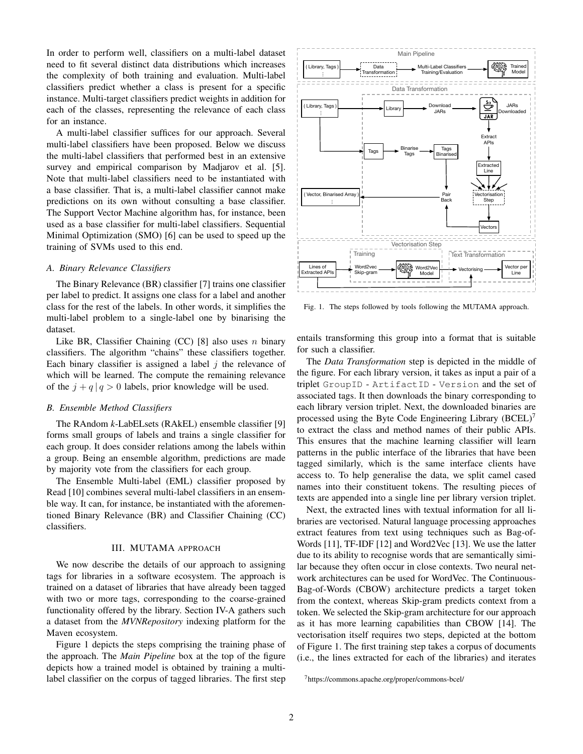In order to perform well, classifiers on a multi-label dataset need to fit several distinct data distributions which increases the complexity of both training and evaluation. Multi-label classifiers predict whether a class is present for a specific instance. Multi-target classifiers predict weights in addition for each of the classes, representing the relevance of each class for an instance.

A multi-label classifier suffices for our approach. Several multi-label classifiers have been proposed. Below we discuss the multi-label classifiers that performed best in an extensive survey and empirical comparison by Madjarov et al. [5]. Note that multi-label classifiers need to be instantiated with a base classifier. That is, a multi-label classifier cannot make predictions on its own without consulting a base classifier. The Support Vector Machine algorithm has, for instance, been used as a base classifier for multi-label classifiers. Sequential Minimal Optimization (SMO) [6] can be used to speed up the training of SVMs used to this end.

### A. Binary Relevance Classifiers

The Binary Relevance (BR) classifier [7] trains one classifier per label to predict. It assigns one class for a label and another class for the rest of the labels. In other words, it simplifies the multi-label problem to a single-label one by binarising the dataset.

Like BR, Classifier Chaining (CC) [8] also uses $n$ binary classifiers. The algorithm "chains" these classifiers together. Each binary classifier is assigned a label $j$ the relevance of which will be learned. The compute the remaining relevance of the $j + q \,|\, q > 0$ labels, prior knowledge will be used.

### B. Ensemble Method Classifiers

The RAndom *k*-LabELsets (RAkEL) ensemble classifier [9] forms small groups of labels and trains a single classifier for each group. It does consider relations among the labels within a group. Being an ensemble algorithm, predictions are made by majority vote from the classifiers for each group.

The Ensemble Multi-label (EML) classifier proposed by Read [10] combines several multi-label classifiers in an ensemble way. It can, for instance, be instantiated with the aforementioned Binary Relevance (BR) and Classifier Chaining (CC) classifiers.

## III. MUTAMA APPROACH

We now describe the details of our approach to assigning tags for libraries in a software ecosystem. The approach is trained on a dataset of libraries that have already been tagged with two or more tags, corresponding to the coarse-grained functionality offered by the library. Section IV-A gathers such a dataset from the *MVNRepository* indexing platform for the Maven ecosystem.

Figure 1 depicts the steps comprising the training phase of the approach. The *Main Pipeline* box at the top of the figure depicts how a trained model is obtained by training a multi-label classifier on the corpus of tagged libraries. The first step entails transforming this group into a format that is suitable for such a classifier.

Fig. 1. The steps followed by tools following the MUTAMA approach.

The *Data Transformation* step is depicted in the middle of the figure. For each library version, it takes as input a pair of a triplet `GroupID - ArtifactID - Version` and the set of associated tags. It then downloads the binary corresponding to each library version triplet. Next, the downloaded binaries are processed using the Byte Code Engineering Library (BCEL)[7] to extract the class and method names of their public APIs. This ensures that the machine learning classifier will learn patterns in the public interface of the libraries that have been tagged similarly, which is the same interface clients have access to. To help generalise the data, we split camel cased names into their constituent tokens. The resulting pieces of texts are appended into a single line per library version triplet.

Next, the extracted lines with textual information for all libraries are vectorised. Natural language processing approaches extract features from text using techniques such as Bag-of-Words [11], TF-IDF [12] and Word2Vec [13]. We use the latter due to its ability to recognise words that are semantically similar because they often occur in close contexts. Two neural network architectures can be used for WordVec. The Continuous-Bag-of-Words (CBOW) architecture predicts a target token from the context, whereas Skip-gram predicts context from a token. We selected the Skip-gram architecture for our approach as it has more learning capabilities than CBOW [14]. The vectorisation itself requires two steps, depicted at the bottom of Figure 1. The first training step takes a corpus of documents (i.e., the lines extracted for each of the libraries) and iterates

[7] https://commons.apache.org/proper/commons-bcel/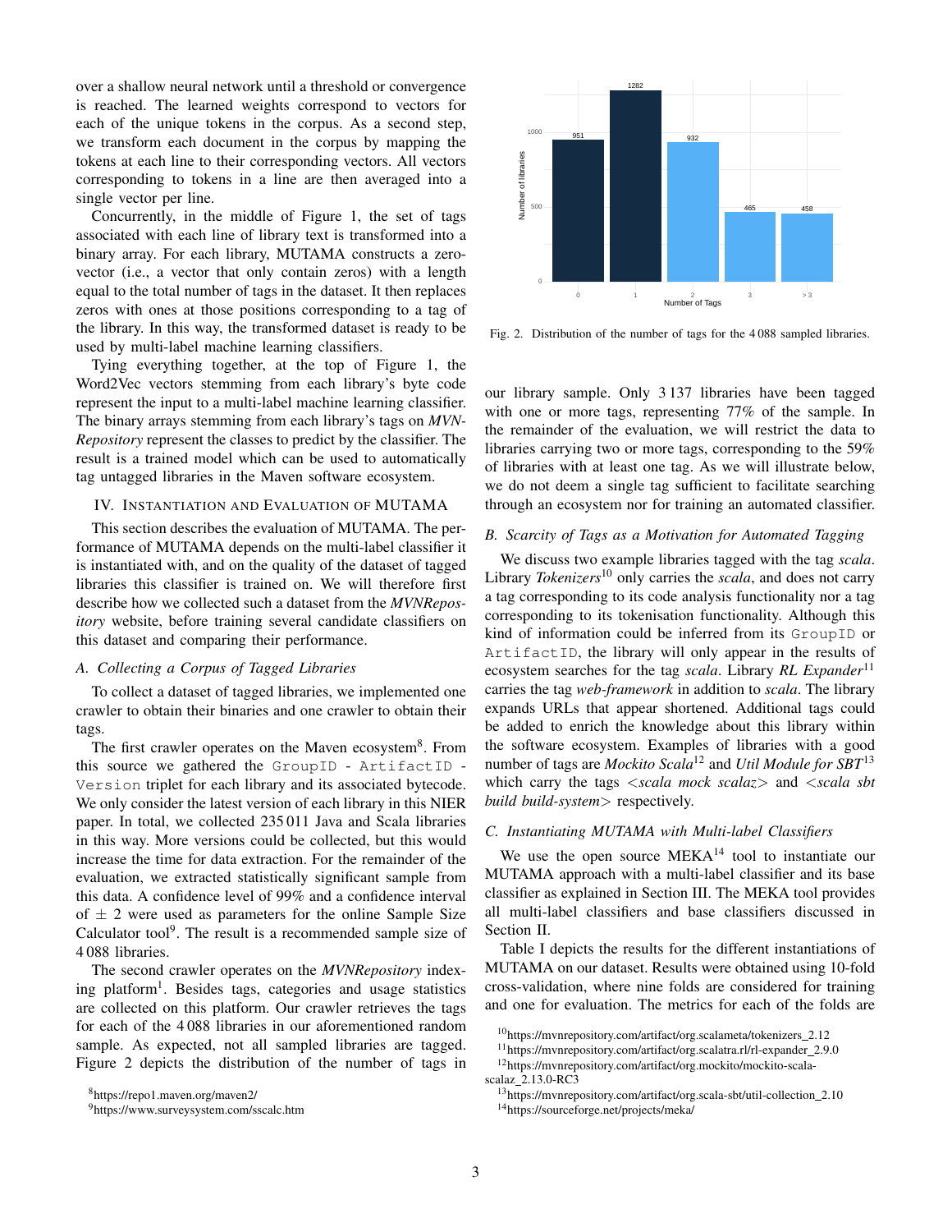over a shallow neural network until a threshold or convergence is reached. The learned weights correspond to vectors for each of the unique tokens in the corpus. As a second step, we transform each document in the corpus by mapping the tokens at each line to their corresponding vectors. All vectors corresponding to tokens in a line are then averaged into a single vector per line.

Concurrently, in the middle of Figure 1, the set of tags associated with each line of library text is transformed into a binary array. For each library, MUTAMA constructs a zero-vector (i.e., a vector that only contain zeros) with a length equal to the total number of tags in the dataset. It then replaces zeros with ones at those positions corresponding to a tag of the library. In this way, the transformed dataset is ready to be used by multi-label machine learning classifiers.

Tying everything together, at the top of Figure 1, the Word2Vec vectors stemming from each library's byte code represent the input to a multi-label machine learning classifier. The binary arrays stemming from each library's tags on *MVN-Repository* represent the classes to predict by the classifier. The result is a trained model which can be used to automatically tag untagged libraries in the Maven software ecosystem.

## IV. Instantiation and Evaluation of MUTAMA

This section describes the evaluation of MUTAMA. The performance of MUTAMA depends on the multi-label classifier it is instantiated with, and on the quality of the dataset of tagged libraries this classifier is trained on. We will therefore first describe how we collected such a dataset from the *MVNRepository* website, before training several candidate classifiers on this dataset and comparing their performance.

### A. Collecting a Corpus of Tagged Libraries

To collect a dataset of tagged libraries, we implemented one crawler to obtain their binaries and one crawler to obtain their tags.

The first crawler operates on the Maven ecosystem[8]. From this source we gathered the `GroupID - ArtifactID - Version` triplet for each library and its associated bytecode. We only consider the latest version of each library in this NIER paper. In total, we collected 235 011 Java and Scala libraries in this way. More versions could be collected, but this would increase the time for data extraction. For the remainder of the evaluation, we extracted statistically significant sample from this data. A confidence level of 99% and a confidence interval of ± 2 were used as parameters for the online Sample Size Calculator tool[9]. The result is a recommended sample size of 4 088 libraries.

The second crawler operates on the *MVNRepository* indexing platform[1]. Besides tags, categories and usage statistics are collected on this platform. Our crawler retrieves the tags for each of the 4 088 libraries in our aforementioned random sample. As expected, not all sampled libraries are tagged. Figure 2 depicts the distribution of the number of tags in our library sample. Only 3 137 libraries have been tagged with one or more tags, representing 77% of the sample. In the remainder of the evaluation, we will restrict the data to libraries carrying two or more tags, corresponding to the 59% of libraries with at least one tag. As we will illustrate below, we do not deem a single tag sufficient to facilitate searching through an ecosystem nor for training an automated classifier.

Fig. 2. Distribution of the number of tags for the 4 088 sampled libraries.

### B. Scarcity of Tags as a Motivation for Automated Tagging

We discuss two example libraries tagged with the tag *scala*. Library *Tokenizers*[10] only carries the *scala*, and does not carry a tag corresponding to its code analysis functionality nor a tag corresponding to its tokenisation functionality. Although this kind of information could be inferred from its `GroupID` or `ArtifactID`, the library will only appear in the results of ecosystem searches for the tag *scala*. Library *RL Expander*[11] carries the tag *web-framework* in addition to *scala*. The library expands URLs that appear shortened. Additional tags could be added to enrich the knowledge about this library within the software ecosystem. Examples of libraries with a good number of tags are *Mockito Scala*[12] and *Util Module for SBT*[13] which carry the tags *<scala mock scalaz>* and *<scala sbt build build-system>* respectively.

### C. Instantiating MUTAMA with Multi-label Classifiers

We use the open source MEKA[14] tool to instantiate our MUTAMA approach with a multi-label classifier and its base classifier as explained in Section III. The MEKA tool provides all multi-label classifiers and base classifiers discussed in Section II.

Table I depicts the results for the different instantiations of MUTAMA on our dataset. Results were obtained using 10-fold cross-validation, where nine folds are considered for training and one for evaluation. The metrics for each of the folds are

[8] https://repo1.maven.org/maven2/

[9] https://www.surveysystem.com/sscalc.htm

[10] https://mvnrepository.com/artifact/org.scalameta/tokenizers_2.12

[11] https://mvnrepository.com/artifact/org.scalatra.rl/rl-expander_2.9.0

[12] https://mvnrepository.com/artifact/org.mockito/mockito-scala-scalaz_2.13.0-RC3

[13] https://mvnrepository.com/artifact/org.scala-sbt/util-collection_2.10

[14] https://sourceforge.net/projects/meka/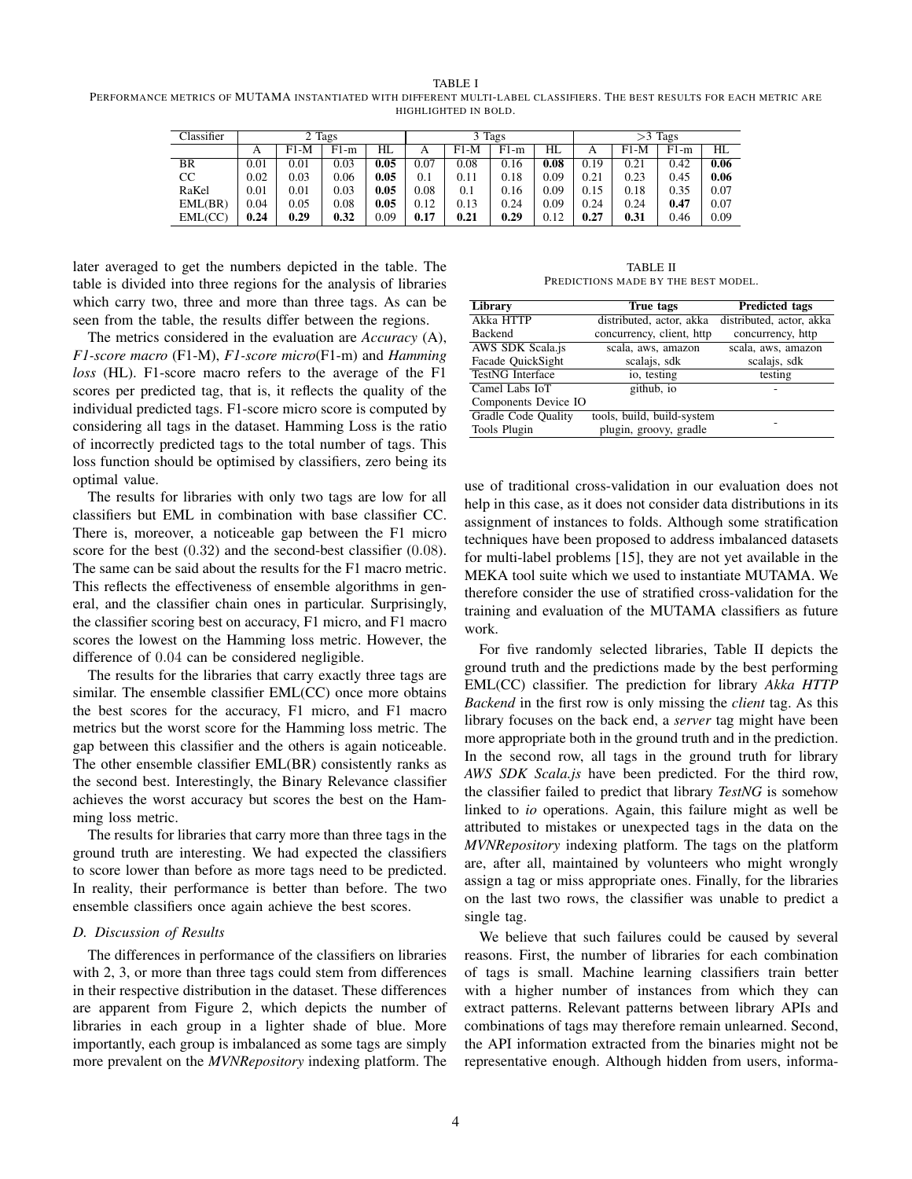TABLE I
PERFORMANCE METRICS OF MUTAMA INSTANTIATED WITH DIFFERENT MULTI-LABEL CLASSIFIERS. THE BEST RESULTS FOR EACH METRIC ARE HIGHLIGHTED IN BOLD.

| Classifier | 2 Tags | | | | 3 Tags | | | | >3 Tags | | | |
|---|---|---|---|---|---|---|---|---|---|---|---|---|
| | A | F1-M | F1-m | HL | A | F1-M | F1-m | HL | A | F1-M | F1-m | HL |
| BR | 0.01 | 0.01 | 0.03 | **0.05** | 0.07 | 0.08 | 0.16 | **0.08** | 0.19 | 0.21 | 0.42 | **0.06** |
| CC | 0.02 | 0.03 | 0.06 | **0.05** | 0.1 | 0.11 | 0.18 | 0.09 | 0.21 | 0.23 | 0.45 | **0.06** |
| RaKel | 0.01 | 0.01 | 0.03 | **0.05** | 0.08 | 0.1 | 0.16 | 0.09 | 0.15 | 0.18 | 0.35 | 0.07 |
| EML(BR) | 0.04 | 0.05 | 0.08 | **0.05** | 0.12 | 0.13 | 0.24 | 0.09 | 0.24 | 0.24 | **0.47** | 0.07 |
| EML(CC) | **0.24** | **0.29** | **0.32** | 0.09 | **0.17** | **0.21** | **0.29** | 0.12 | **0.27** | **0.31** | 0.46 | 0.09 |

later averaged to get the numbers depicted in the table. The table is divided into three regions for the analysis of libraries which carry two, three and more than three tags. As can be seen from the table, the results differ between the regions.

The metrics considered in the evaluation are *Accuracy* (A), *F1-score macro* (F1-M), *F1-score micro*(F1-m) and *Hamming loss* (HL). F1-score macro refers to the average of the F1 scores per predicted tag, that is, it reflects the quality of the individual predicted tags. F1-score micro score is computed by considering all tags in the dataset. Hamming Loss is the ratio of incorrectly predicted tags to the total number of tags. This loss function should be optimised by classifiers, zero being its optimal value.

The results for libraries with only two tags are low for all classifiers but EML in combination with base classifier CC. There is, moreover, a noticeable gap between the F1 micro score for the best (0.32) and the second-best classifier (0.08). The same can be said about the results for the F1 macro metric. This reflects the effectiveness of ensemble algorithms in general, and the classifier chain ones in particular. Surprisingly, the classifier scoring best on accuracy, F1 micro, and F1 macro scores the lowest on the Hamming loss metric. However, the difference of 0.04 can be considered negligible.

The results for the libraries that carry exactly three tags are similar. The ensemble classifier EML(CC) once more obtains the best scores for the accuracy, F1 micro, and F1 macro metrics but the worst score for the Hamming loss metric. The gap between this classifier and the others is again noticeable. The other ensemble classifier EML(BR) consistently ranks as the second best. Interestingly, the Binary Relevance classifier achieves the worst accuracy but scores the best on the Hamming loss metric.

The results for libraries that carry more than three tags in the ground truth are interesting. We had expected the classifiers to score lower than before as more tags need to be predicted. In reality, their performance is better than before. The two ensemble classifiers once again achieve the best scores.

### D. Discussion of Results

The differences in performance of the classifiers on libraries with 2, 3, or more than three tags could stem from differences in their respective distribution in the dataset. These differences are apparent from Figure 2, which depicts the number of libraries in each group in a lighter shade of blue. More importantly, each group is imbalanced as some tags are simply more prevalent on the *MVNRepository* indexing platform. The use of traditional cross-validation in our evaluation does not help in this case, as it does not consider data distributions in its assignment of instances to folds. Although some stratification techniques have been proposed to address imbalanced datasets for multi-label problems [15], they are not yet available in the MEKA tool suite which we used to instantiate MUTAMA. We therefore consider the use of stratified cross-validation for the training and evaluation of the MUTAMA classifiers as future work.

TABLE II
PREDICTIONS MADE BY THE BEST MODEL.

| Library | True tags | Predicted tags |
|---|---|---|
| Akka HTTP Backend | distributed, actor, akka concurrency, client, http | distributed, actor, akka concurrency, http |
| AWS SDK Scala.js Facade QuickSight | scala, aws, amazon scalajs, sdk | scala, aws, amazon scalajs, sdk |
| TestNG Interface | io, testing | testing |
| Camel Labs IoT Components Device IO | github, io | - |
| Gradle Code Quality Tools Plugin | tools, build, build-system plugin, groovy, gradle | - |

For five randomly selected libraries, Table II depicts the ground truth and the predictions made by the best performing EML(CC) classifier. The prediction for library *Akka HTTP Backend* in the first row is only missing the *client* tag. As this library focuses on the back end, a *server* tag might have been more appropriate both in the ground truth and in the prediction. In the second row, all tags in the ground truth for library *AWS SDK Scala.js* have been predicted. For the third row, the classifier failed to predict that library *TestNG* is somehow linked to *io* operations. Again, this failure might as well be attributed to mistakes or unexpected tags in the data on the *MVNRepository* indexing platform. The tags on the platform are, after all, maintained by volunteers who might wrongly assign a tag or miss appropriate ones. Finally, for the libraries on the last two rows, the classifier was unable to predict a single tag.

We believe that such failures could be caused by several reasons. First, the number of libraries for each combination of tags is small. Machine learning classifiers train better with a higher number of instances from which they can extract patterns. Relevant patterns between library APIs and combinations of tags may therefore remain unlearned. Second, the API information extracted from the binaries might not be representative enough. Although hidden from users, informa-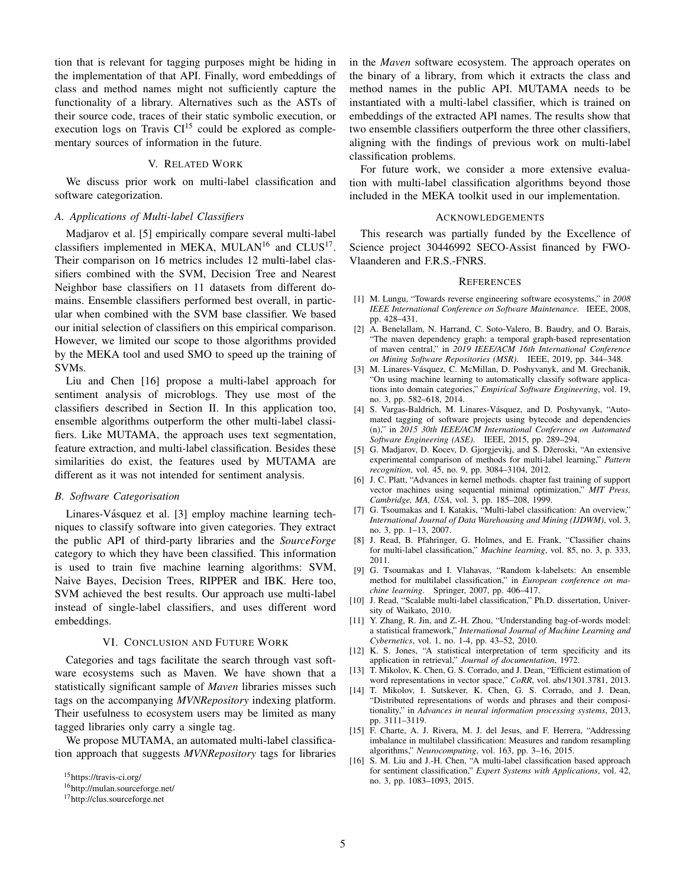tion that is relevant for tagging purposes might be hiding in the implementation of that API. Finally, word embeddings of class and method names might not sufficiently capture the functionality of a library. Alternatives such as the ASTs of their source code, traces of their static symbolic execution, or execution logs on Travis CI[15] could be explored as complementary sources of information in the future.

## V. Related Work

We discuss prior work on multi-label classification and software categorization.

### A. Applications of Multi-label Classifiers

Madjarov et al. [5] empirically compare several multi-label classifiers implemented in MEKA, MULAN[16] and CLUS[17]. Their comparison on 16 metrics includes 12 multi-label classifiers combined with the SVM, Decision Tree and Nearest Neighbor base classifiers on 11 datasets from different domains. Ensemble classifiers performed best overall, in particular when combined with the SVM base classifier. We based our initial selection of classifiers on this empirical comparison. However, we limited our scope to those algorithms provided by the MEKA tool and used SMO to speed up the training of SVMs.

Liu and Chen [16] propose a multi-label approach for sentiment analysis of microblogs. They use most of the classifiers described in Section II. In this application too, ensemble algorithms outperform the other multi-label classifiers. Like MUTAMA, the approach uses text segmentation, feature extraction, and multi-label classification. Besides these similarities do exist, the features used by MUTAMA are different as it was not intended for sentiment analysis.

### B. Software Categorisation

Linares-Vásquez et al. [3] employ machine learning techniques to classify software into given categories. They extract the public API of third-party libraries and the *SourceForge* category to which they have been classified. This information is used to train five machine learning algorithms: SVM, Naive Bayes, Decision Trees, RIPPER and IBK. Here too, SVM achieved the best results. Our approach use multi-label instead of single-label classifiers, and uses different word embeddings.

## VI. Conclusion and Future Work

Categories and tags facilitate the search through vast software ecosystems such as Maven. We have shown that a statistically significant sample of *Maven* libraries misses such tags on the accompanying *MVNRepository* indexing platform. Their usefulness to ecosystem users may be limited as many tagged libraries only carry a single tag.

We propose MUTAMA, an automated multi-label classification approach that suggests *MVNRepository* tags for libraries in the *Maven* software ecosystem. The approach operates on the binary of a library, from which it extracts the class and method names in the public API. MUTAMA needs to be instantiated with a multi-label classifier, which is trained on embeddings of the extracted API names. The results show that two ensemble classifiers outperform the three other classifiers, aligning with the findings of previous work on multi-label classification problems.

For future work, we consider a more extensive evaluation with multi-label classification algorithms beyond those included in the MEKA toolkit used in our implementation.

## Acknowledgements

This research was partially funded by the Excellence of Science project 30446992 SECO-Assist financed by FWO-Vlaanderen and F.R.S.-FNRS.

## References

[1] M. Lungu, "Towards reverse engineering software ecosystems," in *2008 IEEE International Conference on Software Maintenance*. IEEE, 2008, pp. 428–431.

[2] A. Benelallam, N. Harrand, C. Soto-Valero, B. Baudry, and O. Barais, "The maven dependency graph: a temporal graph-based representation of maven central," in *2019 IEEE/ACM 16th International Conference on Mining Software Repositories (MSR)*. IEEE, 2019, pp. 344–348.

[3] M. Linares-Vásquez, C. McMillan, D. Poshyvanyk, and M. Grechanik, "On using machine learning to automatically classify software applications into domain categories," *Empirical Software Engineering*, vol. 19, no. 3, pp. 582–618, 2014.

[4] S. Vargas-Baldrich, M. Linares-Vásquez, and D. Poshyvanyk, "Automated tagging of software projects using bytecode and dependencies (n)," in *2015 30th IEEE/ACM International Conference on Automated Software Engineering (ASE)*. IEEE, 2015, pp. 289–294.

[5] G. Madjarov, D. Kocev, D. Gjorgjevikj, and S. Džeroski, "An extensive experimental comparison of methods for multi-label learning," *Pattern recognition*, vol. 45, no. 9, pp. 3084–3104, 2012.

[6] J. C. Platt, "Advances in kernel methods. chapter fast training of support vector machines using sequential minimal optimization," *MIT Press, Cambridge, MA, USA*, vol. 3, pp. 185–208, 1999.

[7] G. Tsoumakas and I. Katakis, "Multi-label classification: An overview," *International Journal of Data Warehousing and Mining (IJDWM)*, vol. 3, no. 3, pp. 1–13, 2007.

[8] J. Read, B. Pfahringer, G. Holmes, and E. Frank, "Classifier chains for multi-label classification," *Machine learning*, vol. 85, no. 3, p. 333, 2011.

[9] G. Tsoumakas and I. Vlahavas, "Random k-labelsets: An ensemble method for multilabel classification," in *European conference on machine learning*. Springer, 2007, pp. 406–417.

[10] J. Read, "Scalable multi-label classification," Ph.D. dissertation, University of Waikato, 2010.

[11] Y. Zhang, R. Jin, and Z.-H. Zhou, "Understanding bag-of-words model: a statistical framework," *International Journal of Machine Learning and Cybernetics*, vol. 1, no. 1-4, pp. 43–52, 2010.

[12] K. S. Jones, "A statistical interpretation of term specificity and its application in retrieval," *Journal of documentation*, 1972.

[13] T. Mikolov, K. Chen, G. S. Corrado, and J. Dean, "Efficient estimation of word representations in vector space," *CoRR*, vol. abs/1301.3781, 2013.

[14] T. Mikolov, I. Sutskever, K. Chen, G. S. Corrado, and J. Dean, "Distributed representations of words and phrases and their compositionality," in *Advances in neural information processing systems*, 2013, pp. 3111–3119.

[15] F. Charte, A. J. Rivera, M. J. del Jesus, and F. Herrera, "Addressing imbalance in multilabel classification: Measures and random resampling algorithms," *Neurocomputing*, vol. 163, pp. 3–16, 2015.

[16] S. M. Liu and J.-H. Chen, "A multi-label classification based approach for sentiment classification," *Expert Systems with Applications*, vol. 42, no. 3, pp. 1083–1093, 2015.

[15] https://travis-ci.org/

[16] http://mulan.sourceforge.net/

[17] http://clus.sourceforge.net